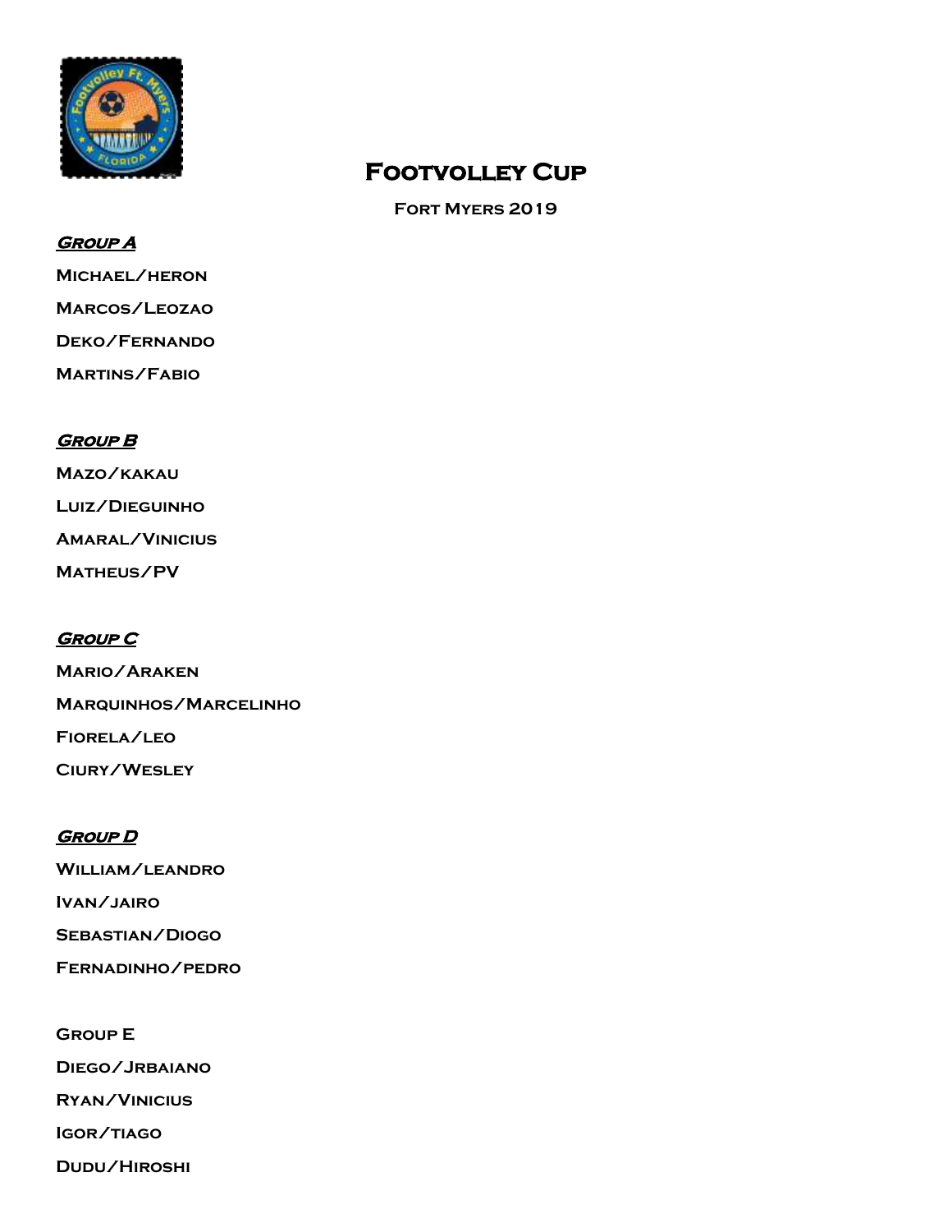# Footvolley Cup

**Fort Myers 2019**

***Group A***

Michael/heron

Marcos/Leozao

Deko/Fernando

Martins/Fabio

***Group B***

Mazo/kakau

Luiz/Dieguinho

Amaral/Vinicius

Matheus/PV

***Group C***

Mario/Araken

Marquinhos/Marcelinho

Fiorela/leo

Ciury/Wesley

***Group D***

William/leandro

Ivan/jairo

Sebastian/Diogo

Fernadinho/pedro

Group E

Diego/Jrbaiano

Ryan/Vinicius

Igor/tiago

Dudu/Hiroshi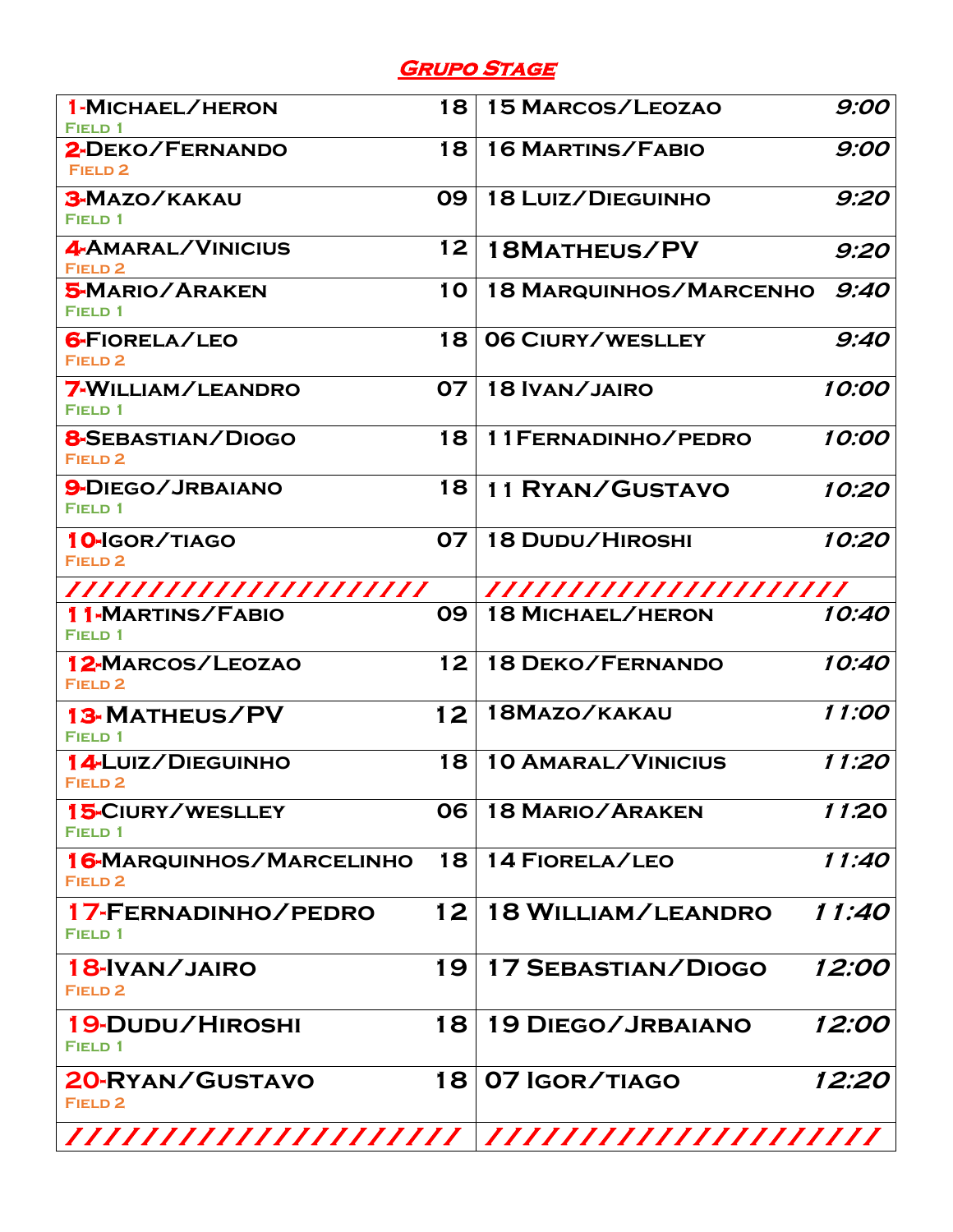## Grupo Stage

| Team / Field | Score | Opponent | Time |
|---|---|---|---|
| 1-Michael/heron<br>Field 1 | 18 | 15 Marcos/Leozao | 9:00 |
| 2-Deko/Fernando<br>Field 2 | 18 | 16 Martins/Fabio | 9:00 |
| 3-Mazo/kakau<br>Field 1 | 09 | 18 Luiz/Dieguinho | 9:20 |
| 4-Amaral/Vinicius<br>Field 2 | 12 | 18Matheus/PV | 9:20 |
| 5-Mario/Araken<br>Field 1 | 10 | 18 Marquinhos/Marcenho | 9:40 |
| 6-Fiorela/leo<br>Field 2 | 18 | 06 Ciury/weslley | 9:40 |
| 7-William/leandro<br>Field 1 | 07 | 18 Ivan/jairo | 10:00 |
| 8-Sebastian/Diogo<br>Field 2 | 18 | 11Fernadinho/pedro | 10:00 |
| 9-Diego/Jrbaiano<br>Field 1 | 18 | 11 Ryan/Gustavo | 10:20 |
| 10-Igor/tiago<br>Field 2 | 07 | 18 Dudu/Hiroshi | 10:20 |
| ////////////////////// | | ////////////////////// | |
| 11-Martins/Fabio<br>Field 1 | 09 | 18 Michael/heron | 10:40 |
| 12-Marcos/Leozao<br>Field 2 | 12 | 18 Deko/Fernando | 10:40 |
| 13- Matheus/PV<br>Field 1 | 12 | 18Mazo/kakau | 11:00 |
| 14-Luiz/Dieguinho<br>Field 2 | 18 | 10 Amaral/Vinicius | 11:20 |
| 15-Ciury/weslley<br>Field 1 | 06 | 18 Mario/Araken | 11:20 |
| 16-Marquinhos/Marcelinho<br>Field 2 | 18 | 14 Fiorela/leo | 11:40 |
| 17-Fernadinho/pedro<br>Field 1 | 12 | 18 William/leandro | 11:40 |
| 18-Ivan/jairo<br>Field 2 | 19 | 17 Sebastian/Diogo | 12:00 |
| 19-Dudu/Hiroshi<br>Field 1 | 18 | 19 Diego/Jrbaiano | 12:00 |
| 20-Ryan/Gustavo<br>Field 2 | 18 | 07 Igor/tiago | 12:20 |
| ////////////////////// | | ////////////////////// | |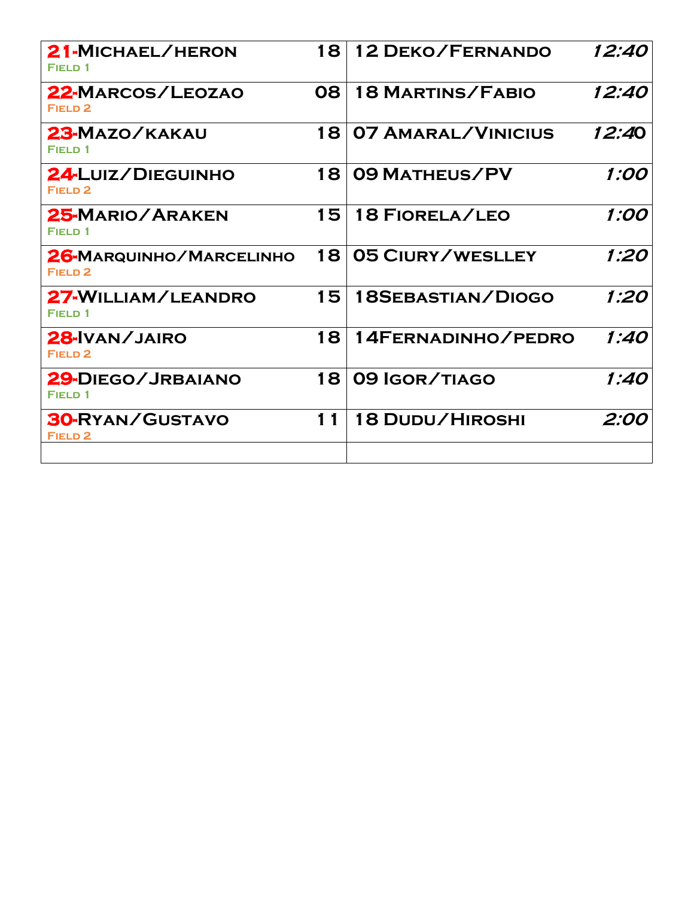| | | | |
|---|---|---|---|
| 21-MICHAEL/HERON<br>FIELD 1 | 18 | 12 DEKO/FERNANDO | *12:40* |
| 22-MARCOS/LEOZAO<br>FIELD 2 | 08 | 18 MARTINS/FABIO | *12:40* |
| 23-MAZO/KAKAU<br>FIELD 1 | 18 | 07 AMARAL/VINICIUS | *12:40* |
| 24-LUIZ/DIEGUINHO<br>FIELD 2 | 18 | 09 MATHEUS/PV | *1:00* |
| 25-MARIO/ARAKEN<br>FIELD 1 | 15 | 18 FIORELA/LEO | *1:00* |
| 26-MARQUINHO/MARCELINHO<br>FIELD 2 | 18 | 05 CIURY/WESLLEY | *1:20* |
| 27-WILLIAM/LEANDRO<br>FIELD 1 | 15 | 18SEBASTIAN/DIOGO | *1:20* |
| 28-IVAN/JAIRO<br>FIELD 2 | 18 | 14FERNADINHO/PEDRO | *1:40* |
| 29-DIEGO/JRBAIANO<br>FIELD 1 | 18 | 09 IGOR/TIAGO | *1:40* |
| 30-RYAN/GUSTAVO<br>FIELD 2 | 11 | 18 DUDU/HIROSHI | *2:00* |
| | | | |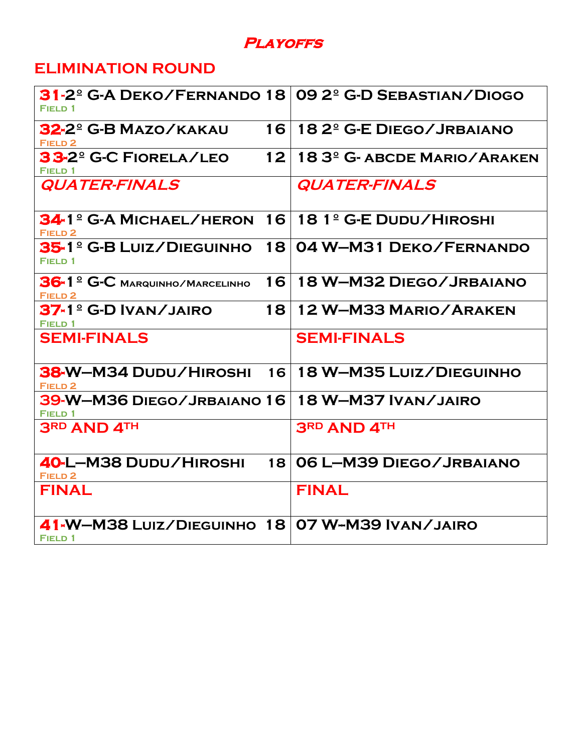# Playoffs

## ELIMINATION ROUND

| | |
|---|---|
| 31-2º G-A Deko/Fernando 18<br>Field 1 | 09 2º G-D Sebastian/Diogo |
| 32-2º G-B Mazo/kakau 16<br>Field 2 | 18 2º G-E Diego/Jrbaiano |
| 33-2º G-C Fiorela/Leo 12<br>Field 1 | 18 3º G- abcde Mario/Araken |
| ***QUATER-FINALS*** | ***QUATER-FINALS*** |
| 34-1º G-A Michael/heron 16<br>Field 2 | 18 1º G-E Dudu/Hiroshi |
| 35-1º G-B Luiz/Dieguinho 18<br>Field 1 | 04 W–M31 Deko/Fernando |
| 36-1º G-C Marquinho/Marcelinho 16<br>Field 2 | 18 W–M32 Diego/Jrbaiano |
| 37-1º G-D Ivan/jairo 18<br>Field 1 | 12 W–M33 Mario/Araken |
| **SEMI-FINALS** | **SEMI-FINALS** |
| 38-W–M34 Dudu/Hiroshi 16<br>Field 2 | 18 W–M35 Luiz/Dieguinho |
| 39-W–M36 Diego/Jrbaiano 16<br>Field 1 | 18 W–M37 Ivan/jairo |
| **3RD AND 4TH** | **3RD AND 4TH** |
| 40-L–M38 Dudu/Hiroshi 18<br>Field 2 | 06 L–M39 Diego/Jrbaiano |
| **FINAL** | **FINAL** |
| 41-W–M38 Luiz/Dieguinho 18<br>Field 1 | 07 W–M39 Ivan/jairo |